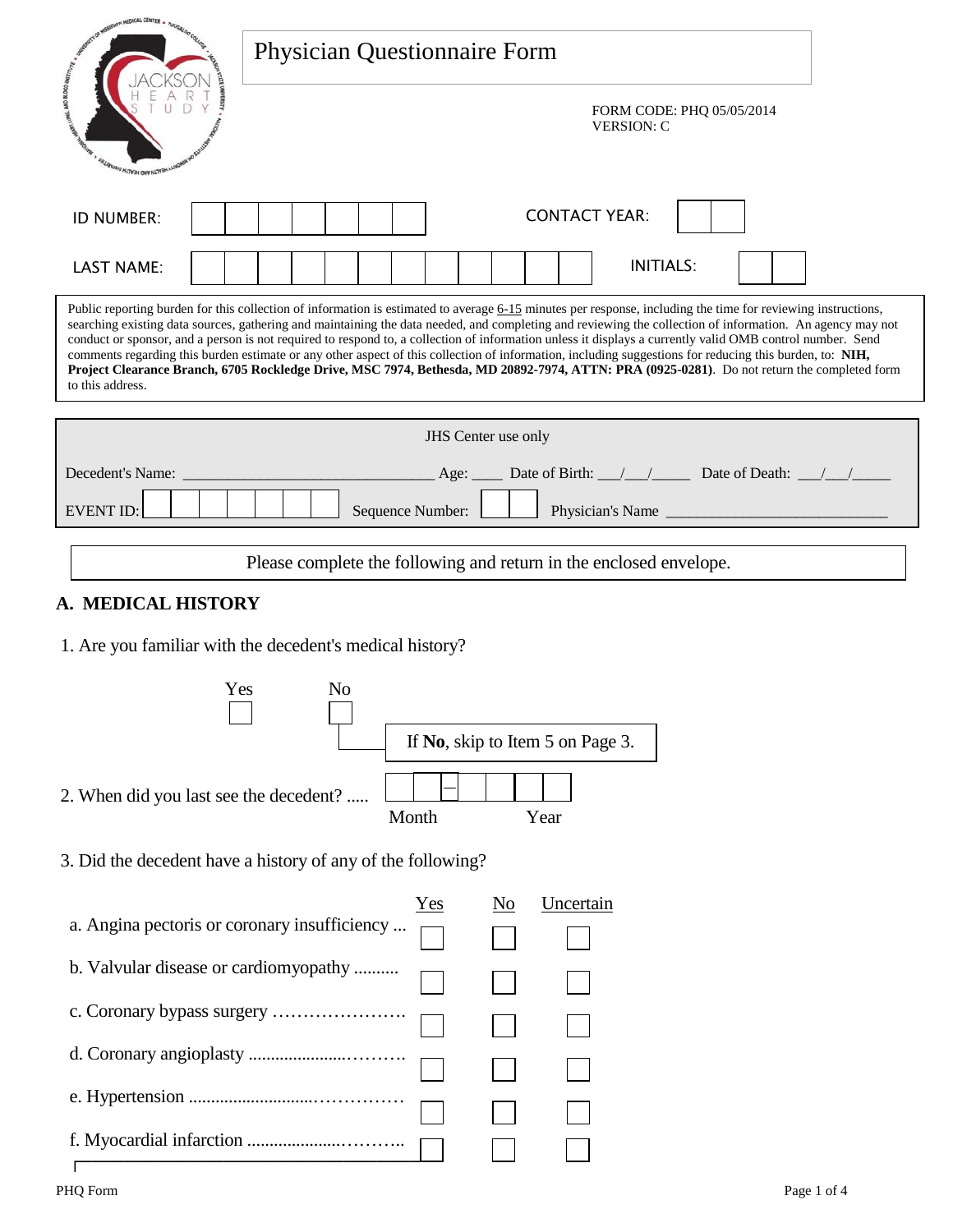# Physician Questionnaire Form

FORM CODE: PHQ 05/05/2014
VERSION: C

ID NUMBER: ☐☐☐☐☐☐☐ CONTACT YEAR: ☐☐

LAST NAME: ☐☐☐☐☐☐☐☐☐☐☐☐ INITIALS: ☐☐

Public reporting burden for this collection of information is estimated to average 6-15 minutes per response, including the time for reviewing instructions, searching existing data sources, gathering and maintaining the data needed, and completing and reviewing the collection of information. An agency may not conduct or sponsor, and a person is not required to respond to, a collection of information unless it displays a currently valid OMB control number. Send comments regarding this burden estimate or any other aspect of this collection of information, including suggestions for reducing this burden, to: **NIH, Project Clearance Branch, 6705 Rockledge Drive, MSC 7974, Bethesda, MD 20892-7974, ATTN: PRA (0925-0281)**. Do not return the completed form to this address.

JHS Center use only

Decedent's Name: ______________________________ Age: ____ Date of Birth: ___/___/_____ Date of Death: ___/___/_____

EVENT ID: ☐☐☐☐☐☐☐ Sequence Number: ☐☐ Physician's Name ____________________________

Please complete the following and return in the enclosed envelope.

## A. MEDICAL HISTORY

1. Are you familiar with the decedent's medical history?

   Yes ☐ No ☐ → If **No**, skip to Item 5 on Page 3.

2. When did you last see the decedent? ..... ☐☐ — ☐☐☐☐ (Month, Year)

3. Did the decedent have a history of any of the following?

| | Yes | No | Uncertain |
|---|---|---|---|
| a. Angina pectoris or coronary insufficiency ... | ☐ | ☐ | ☐ |
| b. Valvular disease or cardiomyopathy .......... | ☐ | ☐ | ☐ |
| c. Coronary bypass surgery ………………….. | ☐ | ☐ | ☐ |
| d. Coronary angioplasty ...................………. | ☐ | ☐ | ☐ |
| e. Hypertension .........................…………… | ☐ | ☐ | ☐ |
| f. Myocardial infarction ..................……….. | ☐ | ☐ | ☐ |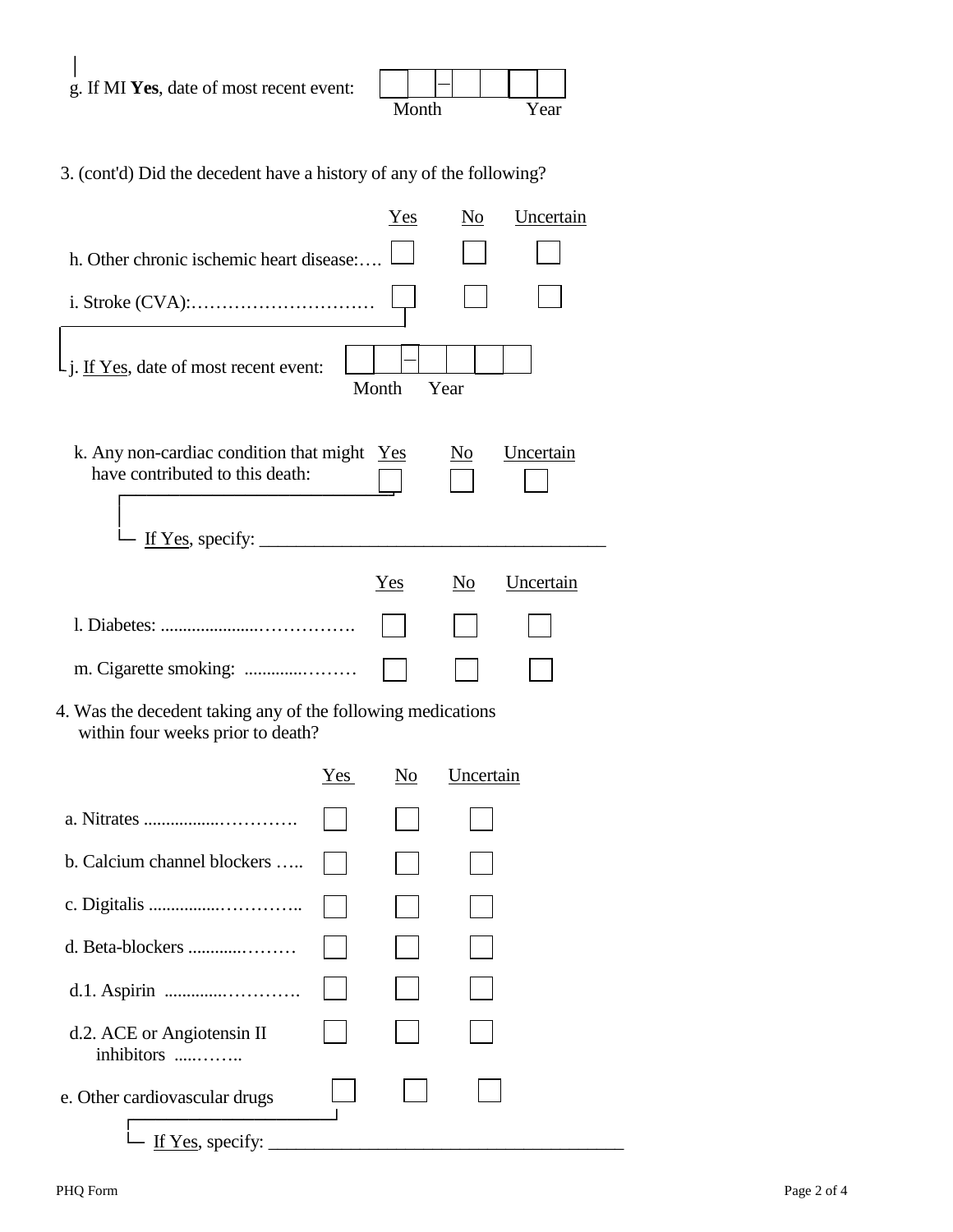g. If MI **Yes**, date of most recent event: [ ][ ] – [ ][ ][ ][ ]
Month Year

3. (cont'd) Did the decedent have a history of any of the following?

| | Yes | No | Uncertain |
|---|---|---|---|
| h. Other chronic ischemic heart disease:…. | ☐ | ☐ | ☐ |
| i. Stroke (CVA):………………………… | ☐ | ☐ | ☐ |

j. If Yes, date of most recent event: [ ][ ] – [ ][ ][ ][ ]
Month Year

| | Yes | No | Uncertain |
|---|---|---|---|
| k. Any non-cardiac condition that might have contributed to this death: | ☐ | ☐ | ☐ |

If Yes, specify: ____________________________________

| | Yes | No | Uncertain |
|---|---|---|---|
| l. Diabetes: ......................……………. | ☐ | ☐ | ☐ |
| m. Cigarette smoking: .............……… | ☐ | ☐ | ☐ |

4. Was the decedent taking any of the following medications within four weeks prior to death?

| | Yes | No | Uncertain |
|---|---|---|---|
| a. Nitrates .................…………. | ☐ | ☐ | ☐ |
| b. Calcium channel blockers ….. | ☐ | ☐ | ☐ |
| c. Digitalis ................………….. | ☐ | ☐ | ☐ |
| d. Beta-blockers ............……… | ☐ | ☐ | ☐ |
| d.1. Aspirin .............…………. | ☐ | ☐ | ☐ |
| d.2. ACE or Angiotensin II inhibitors .....…….. | ☐ | ☐ | ☐ |
| e. Other cardiovascular drugs | ☐ | ☐ | ☐ |

If Yes, specify: ______________________________________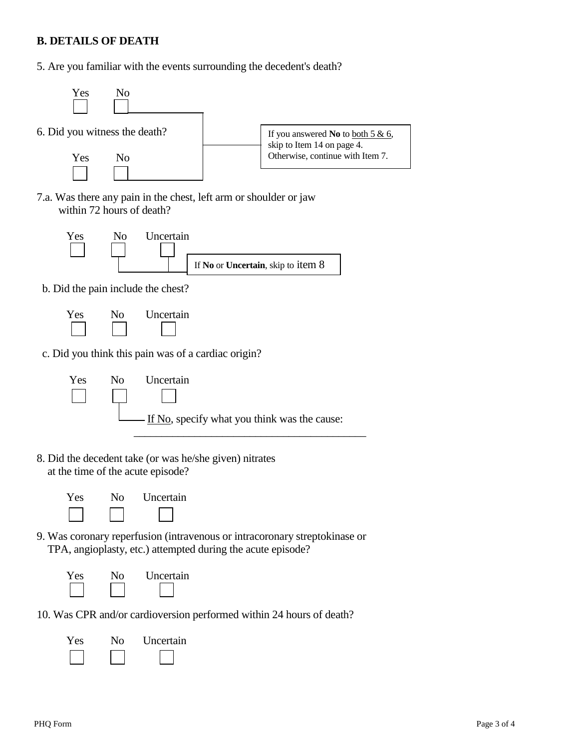## B. DETAILS OF DEATH

5. Are you familiar with the events surrounding the decedent's death?

Yes ☐ No ☐

6. Did you witness the death?

Yes ☐ No ☐

If you answered **No** to both 5 & 6, skip to Item 14 on page 4. Otherwise, continue with Item 7.

7.a. Was there any pain in the chest, left arm or shoulder or jaw within 72 hours of death?

Yes ☐ No ☐ Uncertain ☐

If **No** or **Uncertain**, skip to item 8

b. Did the pain include the chest?

Yes ☐ No ☐ Uncertain ☐

c. Did you think this pain was of a cardiac origin?

Yes ☐ No ☐ Uncertain ☐

If No, specify what you think was the cause: ___________________________________________

8. Did the decedent take (or was he/she given) nitrates at the time of the acute episode?

Yes ☐ No ☐ Uncertain ☐

9. Was coronary reperfusion (intravenous or intracoronary streptokinase or TPA, angioplasty, etc.) attempted during the acute episode?

Yes ☐ No ☐ Uncertain ☐

10. Was CPR and/or cardioversion performed within 24 hours of death?

Yes ☐ No ☐ Uncertain ☐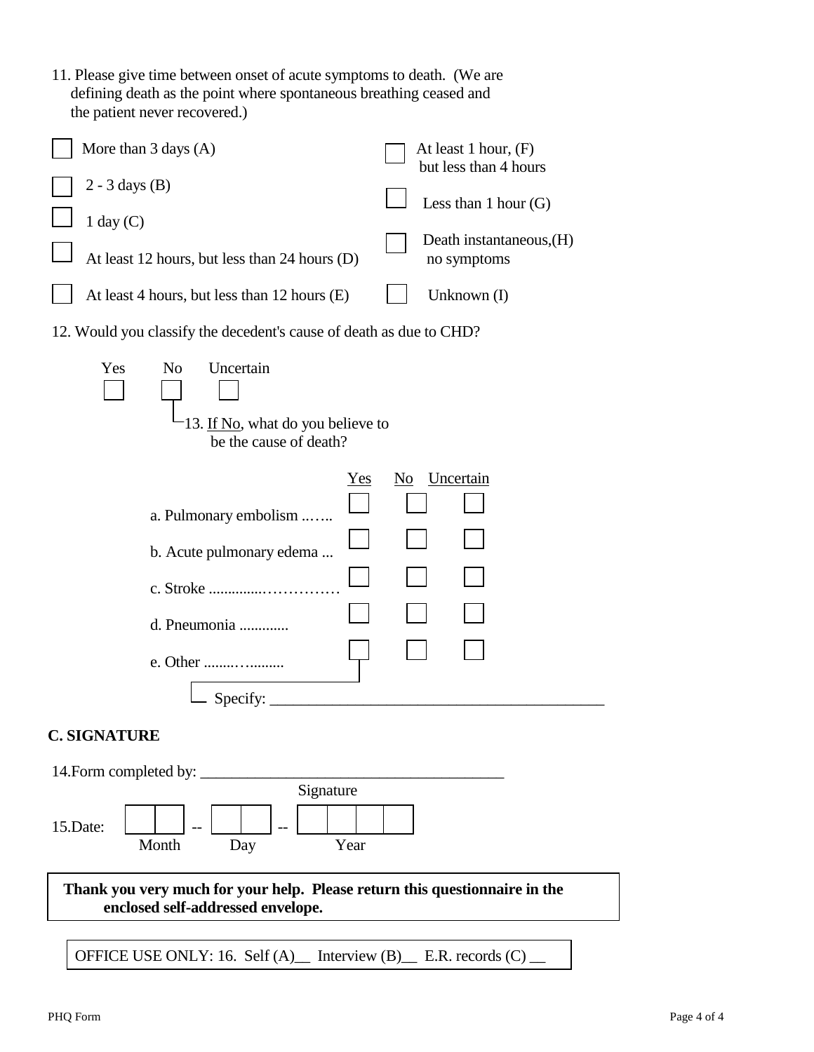11. Please give time between onset of acute symptoms to death. (We are defining death as the point where spontaneous breathing ceased and the patient never recovered.)

- ☐ More than 3 days (A)
- ☐ 2 - 3 days (B)
- ☐ 1 day (C)
- ☐ At least 12 hours, but less than 24 hours (D)
- ☐ At least 4 hours, but less than 12 hours (E)
- ☐ At least 1 hour, (F) but less than 4 hours
- ☐ Less than 1 hour (G)
- ☐ Death instantaneous,(H) no symptoms
- ☐ Unknown (I)

12. Would you classify the decedent's cause of death as due to CHD?

| Yes | No | Uncertain |
|---|---|---|
| ☐ | ☐ | ☐ |

13. If No, what do you believe to be the cause of death?

| | Yes | No | Uncertain |
|---|---|---|---|
| a. Pulmonary embolism ...….. | ☐ | ☐ | ☐ |
| b. Acute pulmonary edema ... | ☐ | ☐ | ☐ |
| c. Stroke ..............…………… | ☐ | ☐ | ☐ |
| d. Pneumonia ............. | ☐ | ☐ | ☐ |
| e. Other ........…......... | ☐ | ☐ | ☐ |

Specify: ___________________________________________

## C. SIGNATURE

14.Form completed by: ______________________________________
Signature

15.Date: ☐☐ -- ☐☐ -- ☐☐☐☐
Month Day Year

**Thank you very much for your help. Please return this questionnaire in the enclosed self-addressed envelope.**

OFFICE USE ONLY: 16. Self (A)__ Interview (B)__ E.R. records (C) __